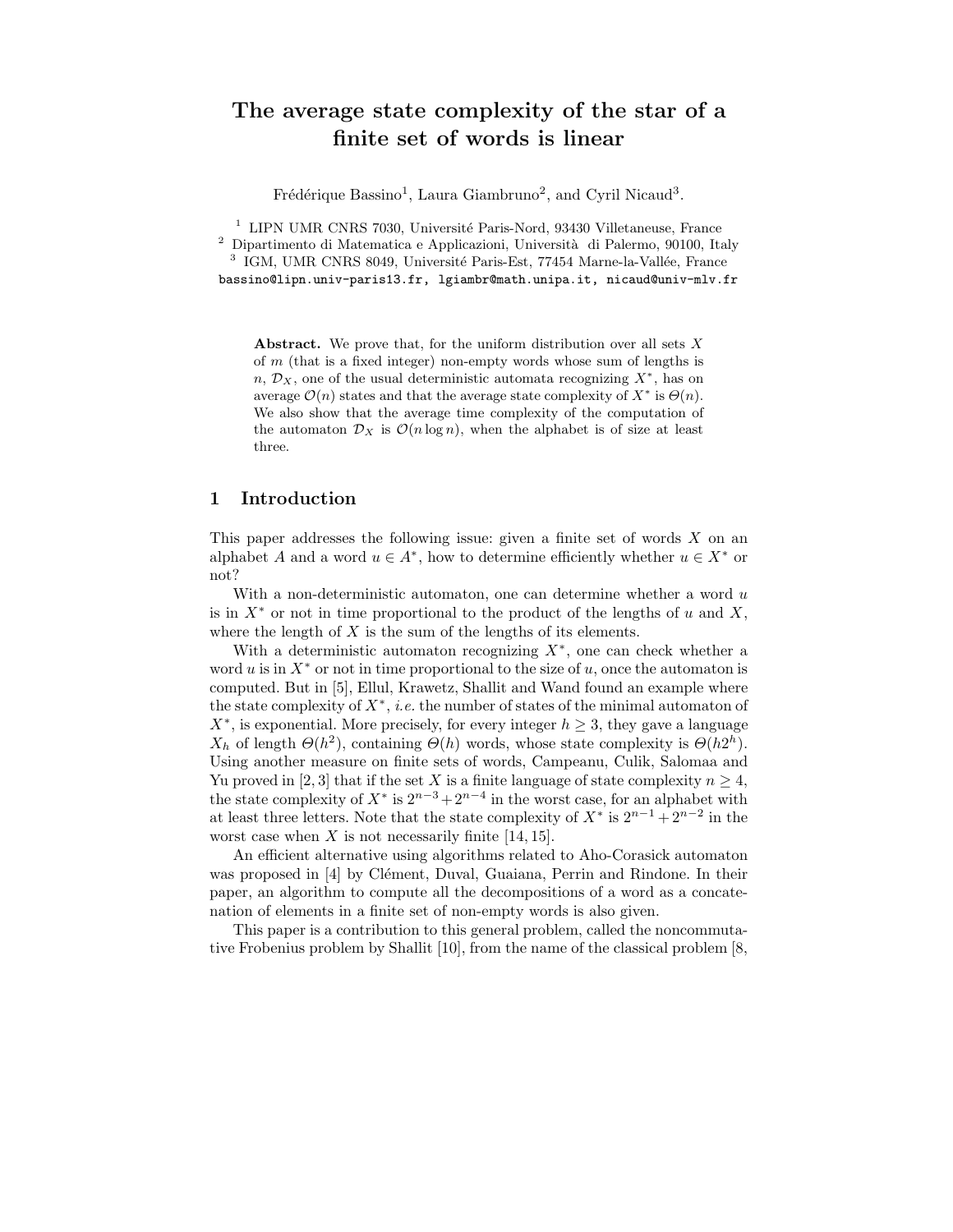# The average state complexity of the star of a finite set of words is linear

Frédérique Bassino[1], Laura Giambruno[2], and Cyril Nicaud[3].

[1] LIPN UMR CNRS 7030, Université Paris-Nord, 93430 Villetaneuse, France
[2] Dipartimento di Matematica e Applicazioni, Università di Palermo, 90100, Italy
[3] IGM, UMR CNRS 8049, Université Paris-Est, 77454 Marne-la-Vallée, France
bassino@lipn.univ-paris13.fr, lgiambr@math.unipa.it, nicaud@univ-mlv.fr

**Abstract.** We prove that, for the uniform distribution over all sets $X$ of $m$ (that is a fixed integer) non-empty words whose sum of lengths is $n$, $\mathcal{D}_X$, one of the usual deterministic automata recognizing $X^*$, has on average $\mathcal{O}(n)$ states and that the average state complexity of $X^*$ is $\Theta(n)$. We also show that the average time complexity of the computation of the automaton $\mathcal{D}_X$ is $\mathcal{O}(n \log n)$, when the alphabet is of size at least three.

## 1 Introduction

This paper addresses the following issue: given a finite set of words $X$ on an alphabet $A$ and a word $u \in A^*$, how to determine efficiently whether $u \in X^*$ or not?

With a non-deterministic automaton, one can determine whether a word $u$ is in $X^*$ or not in time proportional to the product of the lengths of $u$ and $X$, where the length of $X$ is the sum of the lengths of its elements.

With a deterministic automaton recognizing $X^*$, one can check whether a word $u$ is in $X^*$ or not in time proportional to the size of $u$, once the automaton is computed. But in [5], Ellul, Krawetz, Shallit and Wand found an example where the state complexity of $X^*$, *i.e.* the number of states of the minimal automaton of $X^*$, is exponential. More precisely, for every integer $h \geq 3$, they gave a language $X_h$ of length $\Theta(h^2)$, containing $\Theta(h)$ words, whose state complexity is $\Theta(h2^h)$. Using another measure on finite sets of words, Campeanu, Culik, Salomaa and Yu proved in [2, 3] that if the set $X$ is a finite language of state complexity $n \geq 4$, the state complexity of $X^*$ is $2^{n-3} + 2^{n-4}$ in the worst case, for an alphabet with at least three letters. Note that the state complexity of $X^*$ is $2^{n-1} + 2^{n-2}$ in the worst case when $X$ is not necessarily finite [14, 15].

An efficient alternative using algorithms related to Aho-Corasick automaton was proposed in [4] by Clément, Duval, Guaiana, Perrin and Rindone. In their paper, an algorithm to compute all the decompositions of a word as a concatenation of elements in a finite set of non-empty words is also given.

This paper is a contribution to this general problem, called the noncommutative Frobenius problem by Shallit [10], from the name of the classical problem [8,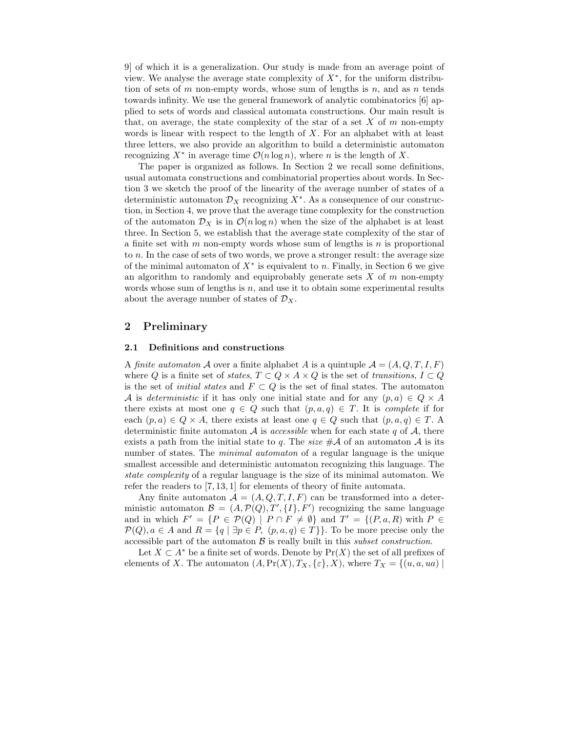9] of which it is a generalization. Our study is made from an average point of view. We analyse the average state complexity of $X^*$, for the uniform distribution of sets of $m$ non-empty words, whose sum of lengths is $n$, and as $n$ tends towards infinity. We use the general framework of analytic combinatorics [6] applied to sets of words and classical automata constructions. Our main result is that, on average, the state complexity of the star of a set $X$ of $m$ non-empty words is linear with respect to the length of $X$. For an alphabet with at least three letters, we also provide an algorithm to build a deterministic automaton recognizing $X^*$ in average time $\mathcal{O}(n \log n)$, where $n$ is the length of $X$.

The paper is organized as follows. In Section 2 we recall some definitions, usual automata constructions and combinatorial properties about words. In Section 3 we sketch the proof of the linearity of the average number of states of a deterministic automaton $\mathcal{D}_X$ recognizing $X^*$. As a consequence of our construction, in Section 4, we prove that the average time complexity for the construction of the automaton $\mathcal{D}_X$ is in $\mathcal{O}(n \log n)$ when the size of the alphabet is at least three. In Section 5, we establish that the average state complexity of the star of a finite set with $m$ non-empty words whose sum of lengths is $n$ is proportional to $n$. In the case of sets of two words, we prove a stronger result: the average size of the minimal automaton of $X^*$ is equivalent to $n$. Finally, in Section 6 we give an algorithm to randomly and equiprobably generate sets $X$ of $m$ non-empty words whose sum of lengths is $n$, and use it to obtain some experimental results about the average number of states of $\mathcal{D}_X$.

## 2 Preliminary

### 2.1 Definitions and constructions

A *finite automaton* $\mathcal{A}$ over a finite alphabet $A$ is a quintuple $\mathcal{A} = (A, Q, T, I, F)$ where $Q$ is a finite set of *states*, $T \subset Q \times A \times Q$ is the set of *transitions*, $I \subset Q$ is the set of *initial states* and $F \subset Q$ is the set of final states. The automaton $\mathcal{A}$ is *deterministic* if it has only one initial state and for any $(p, a) \in Q \times A$ there exists at most one $q \in Q$ such that $(p, a, q) \in T$. It is *complete* if for each $(p, a) \in Q \times A$, there exists at least one $q \in Q$ such that $(p, a, q) \in T$. A deterministic finite automaton $\mathcal{A}$ is *accessible* when for each state $q$ of $\mathcal{A}$, there exists a path from the initial state to $q$. The *size* $\#\mathcal{A}$ of an automaton $\mathcal{A}$ is its number of states. The *minimal automaton* of a regular language is the unique smallest accessible and deterministic automaton recognizing this language. The *state complexity* of a regular language is the size of its minimal automaton. We refer the readers to [7, 13, 1] for elements of theory of finite automata.

Any finite automaton $\mathcal{A} = (A, Q, T, I, F)$ can be transformed into a deterministic automaton $\mathcal{B} = (A, \mathcal{P}(Q), T', \{I\}, F')$ recognizing the same language and in which $F' = \{P \in \mathcal{P}(Q) \mid P \cap F \neq \emptyset\}$ and $T' = \{(P, a, R)$ with $P \in \mathcal{P}(Q), a \in A$ and $R = \{q \mid \exists p \in P,\ (p, a, q) \in T\}\}$. To be more precise only the accessible part of the automaton $\mathcal{B}$ is really built in this *subset construction*.

Let $X \subset A^*$ be a finite set of words. Denote by $\mathrm{Pr}(X)$ the set of all prefixes of elements of $X$. The automaton $(A, \mathrm{Pr}(X), T_X, \{\varepsilon\}, X)$, where $T_X = \{(u, a, ua) \mid$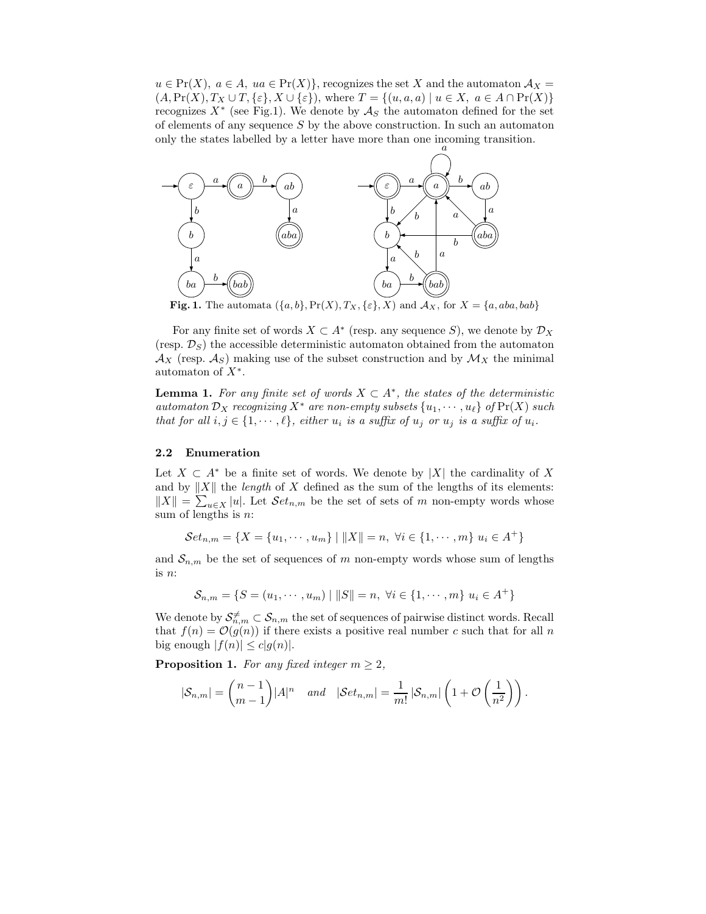$u \in \Pr(X),\ a \in A,\ ua \in \Pr(X)\}$, recognizes the set $X$ and the automaton $\mathcal{A}_X = (A, \Pr(X), T_X \cup T, \{\varepsilon\}, X \cup \{\varepsilon\})$, where $T = \{(u, a, a) \mid u \in X,\ a \in A \cap \Pr(X)\}$ recognizes $X^*$ (see Fig.1). We denote by $\mathcal{A}_S$ the automaton defined for the set of elements of any sequence $S$ by the above construction. In such an automaton only the states labelled by a letter have more than one incoming transition.

**Fig. 1.** The automata $(\{a, b\}, \Pr(X), T_X, \{\varepsilon\}, X)$ and $\mathcal{A}_X$, for $X = \{a, aba, bab\}$

For any finite set of words $X \subset A^*$ (resp. any sequence $S$), we denote by $\mathcal{D}_X$ (resp. $\mathcal{D}_S$) the accessible deterministic automaton obtained from the automaton $\mathcal{A}_X$ (resp. $\mathcal{A}_S$) making use of the subset construction and by $\mathcal{M}_X$ the minimal automaton of $X^*$.

**Lemma 1.** *For any finite set of words $X \subset A^*$, the states of the deterministic automaton $\mathcal{D}_X$ recognizing $X^*$ are non-empty subsets $\{u_1, \cdots, u_\ell\}$ of $\Pr(X)$ such that for all $i, j \in \{1, \cdots, \ell\}$, either $u_i$ is a suffix of $u_j$ or $u_j$ is a suffix of $u_i$.*

### 2.2 Enumeration

Let $X \subset A^*$ be a finite set of words. We denote by $|X|$ the cardinality of $X$ and by $\|X\|$ the *length* of $X$ defined as the sum of the lengths of its elements: $\|X\| = \sum_{u \in X} |u|$. Let $\mathcal{S}et_{n,m}$ be the set of sets of $m$ non-empty words whose sum of lengths is $n$:

$$\mathcal{S}et_{n,m} = \{X = \{u_1, \cdots, u_m\} \mid \|X\| = n,\ \forall i \in \{1, \cdots, m\}\ u_i \in A^+\}$$

and $\mathcal{S}_{n,m}$ be the set of sequences of $m$ non-empty words whose sum of lengths is $n$:

$$\mathcal{S}_{n,m} = \{S = (u_1, \cdots, u_m) \mid \|S\| = n,\ \forall i \in \{1, \cdots, m\}\ u_i \in A^+\}$$

We denote by $\mathcal{S}_{n,m}^{\neq} \subset \mathcal{S}_{n,m}$ the set of sequences of pairwise distinct words. Recall that $f(n) = \mathcal{O}(g(n))$ if there exists a positive real number $c$ such that for all $n$ big enough $|f(n)| \leq c|g(n)|$.

**Proposition 1.** *For any fixed integer $m \geq 2$,*

$$|\mathcal{S}_{n,m}| = \binom{n-1}{m-1}|A|^n \quad \text{and} \quad |\mathcal{S}et_{n,m}| = \frac{1}{m!}\,|\mathcal{S}_{n,m}|\left(1 + \mathcal{O}\left(\frac{1}{n^2}\right)\right).$$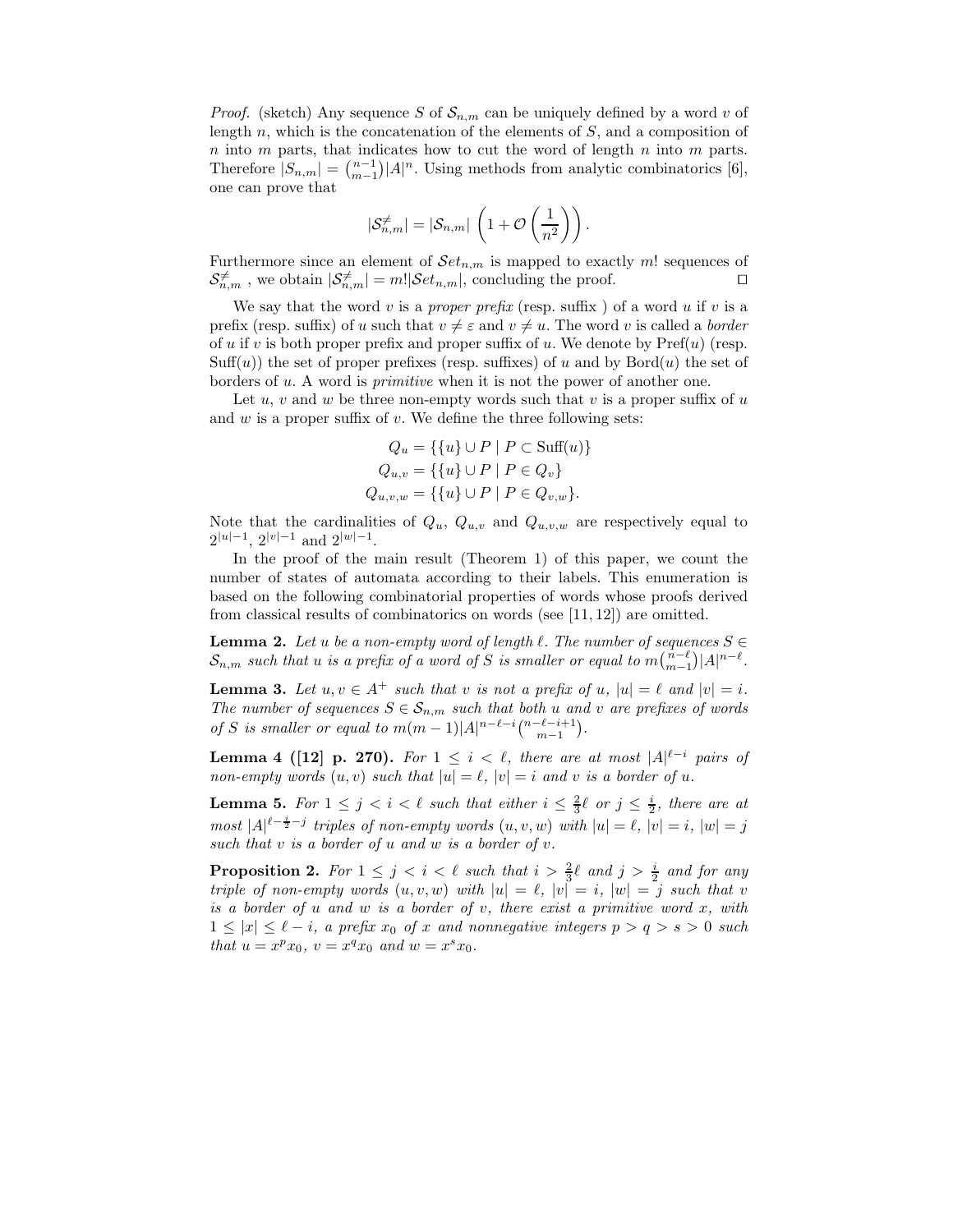*Proof.* (sketch) Any sequence $S$ of $\mathcal{S}_{n,m}$ can be uniquely defined by a word $v$ of length $n$, which is the concatenation of the elements of $S$, and a composition of $n$ into $m$ parts, that indicates how to cut the word of length $n$ into $m$ parts. Therefore $|S_{n,m}| = \binom{n-1}{m-1}|A|^n$. Using methods from analytic combinatorics [6], one can prove that

$$|\mathcal{S}^{\neq}_{n,m}| = |\mathcal{S}_{n,m}| \left(1 + \mathcal{O}\left(\frac{1}{n^2}\right)\right).$$

Furthermore since an element of $\mathcal{S}et_{n,m}$ is mapped to exactly $m!$ sequences of $\mathcal{S}^{\neq}_{n,m}$ , we obtain $|\mathcal{S}^{\neq}_{n,m}| = m!|\mathcal{S}et_{n,m}|$, concluding the proof. □

We say that the word $v$ is a *proper prefix* (resp. suffix ) of a word $u$ if $v$ is a prefix (resp. suffix) of $u$ such that $v \neq \varepsilon$ and $v \neq u$. The word $v$ is called a *border* of $u$ if $v$ is both proper prefix and proper suffix of $u$. We denote by $\mathrm{Pref}(u)$ (resp. $\mathrm{Suff}(u)$) the set of proper prefixes (resp. suffixes) of $u$ and by $\mathrm{Bord}(u)$ the set of borders of $u$. A word is *primitive* when it is not the power of another one.

Let $u$, $v$ and $w$ be three non-empty words such that $v$ is a proper suffix of $u$ and $w$ is a proper suffix of $v$. We define the three following sets:

$$\begin{aligned} Q_u &= \{\{u\} \cup P \mid P \subset \mathrm{Suff}(u)\} \\ Q_{u,v} &= \{\{u\} \cup P \mid P \in Q_v\} \\ Q_{u,v,w} &= \{\{u\} \cup P \mid P \in Q_{v,w}\}. \end{aligned}$$

Note that the cardinalities of $Q_u$, $Q_{u,v}$ and $Q_{u,v,w}$ are respectively equal to $2^{|u|-1}$, $2^{|v|-1}$ and $2^{|w|-1}$.

In the proof of the main result (Theorem 1) of this paper, we count the number of states of automata according to their labels. This enumeration is based on the following combinatorial properties of words whose proofs derived from classical results of combinatorics on words (see [11, 12]) are omitted.

**Lemma 2.** *Let $u$ be a non-empty word of length $\ell$. The number of sequences $S \in \mathcal{S}_{n,m}$ such that $u$ is a prefix of a word of $S$ is smaller or equal to $m\binom{n-\ell}{m-1}|A|^{n-\ell}$.*

**Lemma 3.** *Let $u, v \in A^+$ such that $v$ is not a prefix of $u$, $|u| = \ell$ and $|v| = i$. The number of sequences $S \in \mathcal{S}_{n,m}$ such that both $u$ and $v$ are prefixes of words of $S$ is smaller or equal to $m(m-1)|A|^{n-\ell-i}\binom{n-\ell-i+1}{m-1}$.*

**Lemma 4 ([12] p. 270).** *For $1 \leq i < \ell$, there are at most $|A|^{\ell-i}$ pairs of non-empty words $(u, v)$ such that $|u| = \ell$, $|v| = i$ and $v$ is a border of $u$.*

**Lemma 5.** *For $1 \leq j < i < \ell$ such that either $i \leq \frac{2}{3}\ell$ or $j \leq \frac{i}{2}$, there are at most $|A|^{\ell-\frac{i}{2}-j}$ triples of non-empty words $(u, v, w)$ with $|u| = \ell$, $|v| = i$, $|w| = j$ such that $v$ is a border of $u$ and $w$ is a border of $v$.*

**Proposition 2.** *For $1 \leq j < i < \ell$ such that $i > \frac{2}{3}\ell$ and $j > \frac{i}{2}$ and for any triple of non-empty words $(u, v, w)$ with $|u| = \ell$, $|v| = i$, $|w| = j$ such that $v$ is a border of $u$ and $w$ is a border of $v$, there exist a primitive word $x$, with $1 \leq |x| \leq \ell - i$, a prefix $x_0$ of $x$ and nonnegative integers $p > q > s > 0$ such that $u = x^p x_0$, $v = x^q x_0$ and $w = x^s x_0$.*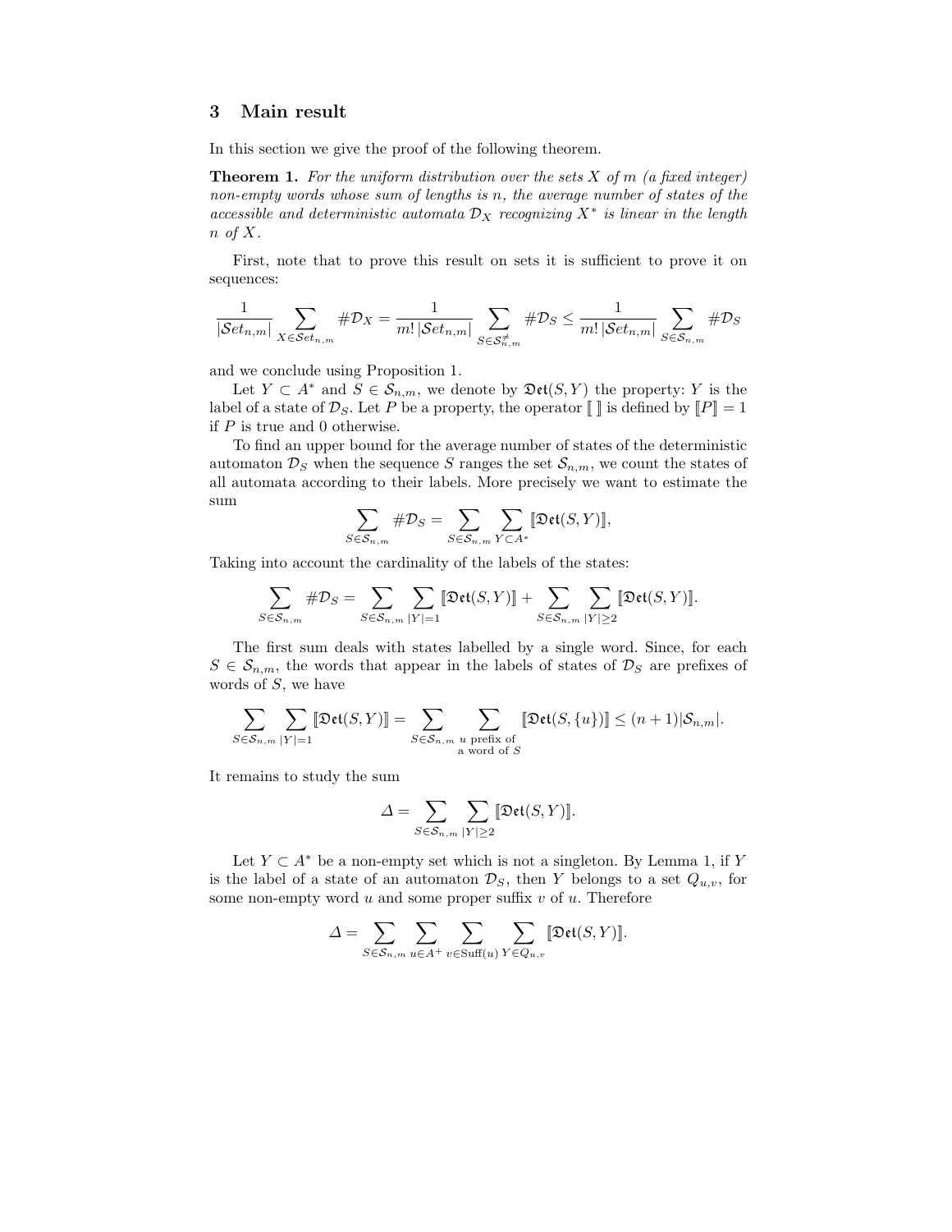## 3 Main result

In this section we give the proof of the following theorem.

**Theorem 1.** *For the uniform distribution over the sets $X$ of $m$ (a fixed integer) non-empty words whose sum of lengths is $n$, the average number of states of the accessible and deterministic automata $\mathcal{D}_X$ recognizing $X^*$ is linear in the length $n$ of $X$.*

First, note that to prove this result on sets it is sufficient to prove it on sequences:

$$\frac{1}{|\mathcal{S}et_{n,m}|}\sum_{X\in\mathcal{S}et_{n,m}}\#\mathcal{D}_X=\frac{1}{m!\,|\mathcal{S}et_{n,m}|}\sum_{S\in\mathcal{S}^{\neq}_{n,m}}\#\mathcal{D}_S\leq\frac{1}{m!\,|\mathcal{S}et_{n,m}|}\sum_{S\in\mathcal{S}_{n,m}}\#\mathcal{D}_S$$

and we conclude using Proposition 1.

Let $Y\subset A^*$ and $S\in\mathcal{S}_{n,m}$, we denote by $\mathfrak{Det}(S,Y)$ the property: $Y$ is the label of a state of $\mathcal{D}_S$. Let $P$ be a property, the operator $[\![\ ]\!]$ is defined by $[\![P]\!]=1$ if $P$ is true and 0 otherwise.

To find an upper bound for the average number of states of the deterministic automaton $\mathcal{D}_S$ when the sequence $S$ ranges the set $\mathcal{S}_{n,m}$, we count the states of all automata according to their labels. More precisely we want to estimate the sum

$$\sum_{S\in\mathcal{S}_{n,m}}\#\mathcal{D}_S=\sum_{S\in\mathcal{S}_{n,m}}\sum_{Y\subset A^*}[\![\mathfrak{Det}(S,Y)]\!],$$

Taking into account the cardinality of the labels of the states:

$$\sum_{S\in\mathcal{S}_{n,m}}\#\mathcal{D}_S=\sum_{S\in\mathcal{S}_{n,m}}\sum_{|Y|=1}[\![\mathfrak{Det}(S,Y)]\!]+\sum_{S\in\mathcal{S}_{n,m}}\sum_{|Y|\geq 2}[\![\mathfrak{Det}(S,Y)]\!].$$

The first sum deals with states labelled by a single word. Since, for each $S\in\mathcal{S}_{n,m}$, the words that appear in the labels of states of $\mathcal{D}_S$ are prefixes of words of $S$, we have

$$\sum_{S\in\mathcal{S}_{n,m}}\sum_{|Y|=1}[\![\mathfrak{Det}(S,Y)]\!]=\sum_{S\in\mathcal{S}_{n,m}}\sum_{\substack{u\text{ prefix of}\\ \text{a word of }S}}[\![\mathfrak{Det}(S,\{u\})]\!]\leq(n+1)|\mathcal{S}_{n,m}|.$$

It remains to study the sum

$$\Delta=\sum_{S\in\mathcal{S}_{n,m}}\sum_{|Y|\geq 2}[\![\mathfrak{Det}(S,Y)]\!].$$

Let $Y\subset A^*$ be a non-empty set which is not a singleton. By Lemma 1, if $Y$ is the label of a state of an automaton $\mathcal{D}_S$, then $Y$ belongs to a set $Q_{u,v}$, for some non-empty word $u$ and some proper suffix $v$ of $u$. Therefore

$$\Delta=\sum_{S\in\mathcal{S}_{n,m}}\sum_{u\in A^+}\sum_{v\in\mathrm{Suff}(u)}\sum_{Y\in Q_{u,v}}[\![\mathfrak{Det}(S,Y)]\!].$$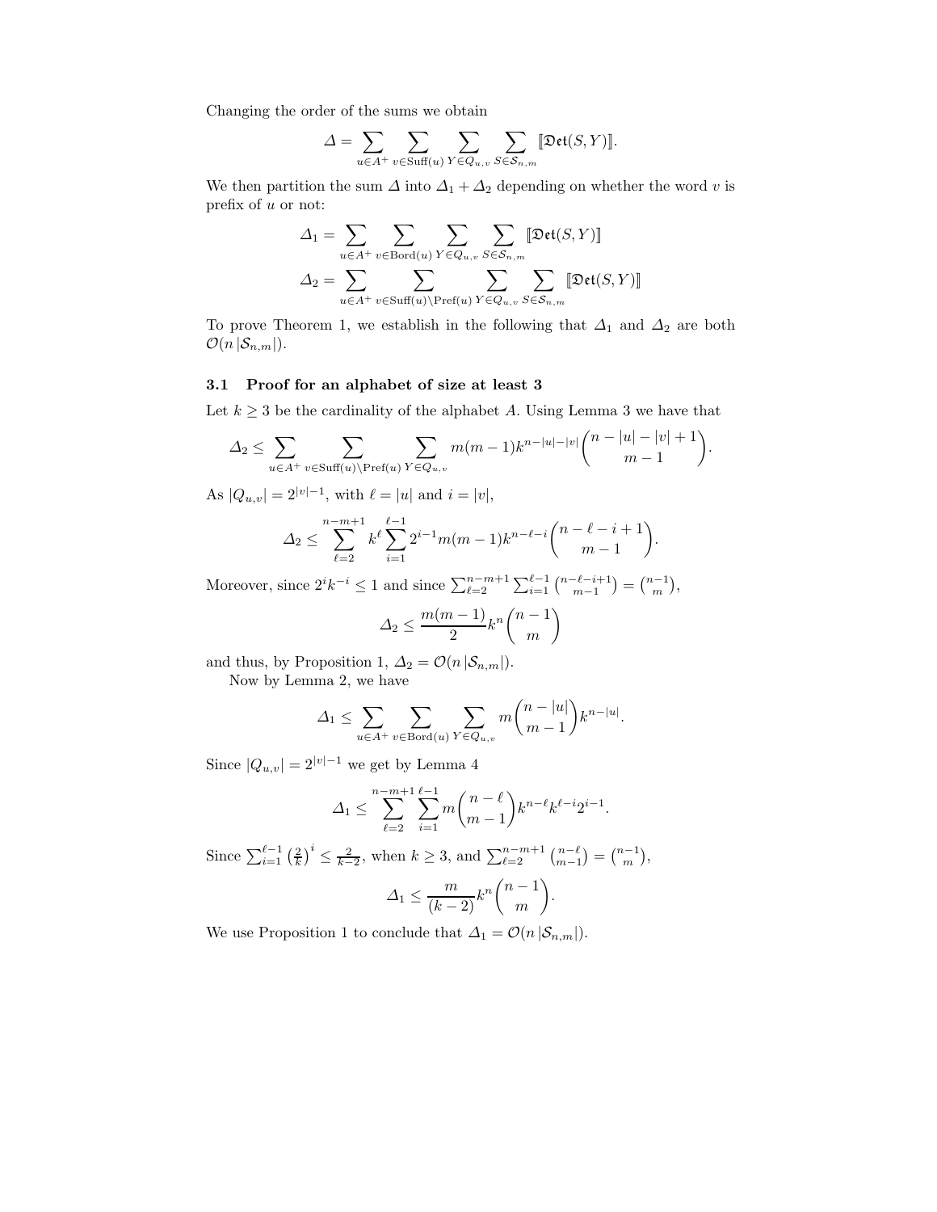Changing the order of the sums we obtain

$$\Delta = \sum_{u \in A^+} \sum_{v \in \mathrm{Suff}(u)} \sum_{Y \in Q_{u,v}} \sum_{S \in \mathcal{S}_{n,m}} [\![\mathfrak{Det}(S, Y)]\!].$$

We then partition the sum $\Delta$ into $\Delta_1 + \Delta_2$ depending on whether the word $v$ is prefix of $u$ or not:

$$\Delta_1 = \sum_{u \in A^+} \sum_{v \in \mathrm{Bord}(u)} \sum_{Y \in Q_{u,v}} \sum_{S \in \mathcal{S}_{n,m}} [\![\mathfrak{Det}(S, Y)]\!]$$

$$\Delta_2 = \sum_{u \in A^+} \sum_{v \in \mathrm{Suff}(u) \setminus \mathrm{Pref}(u)} \sum_{Y \in Q_{u,v}} \sum_{S \in \mathcal{S}_{n,m}} [\![\mathfrak{Det}(S, Y)]\!]$$

To prove Theorem 1, we establish in the following that $\Delta_1$ and $\Delta_2$ are both $\mathcal{O}(n\,|\mathcal{S}_{n,m}|)$.

### 3.1 Proof for an alphabet of size at least 3

Let $k \geq 3$ be the cardinality of the alphabet $A$. Using Lemma 3 we have that

$$\Delta_2 \leq \sum_{u \in A^+} \sum_{v \in \mathrm{Suff}(u) \setminus \mathrm{Pref}(u)} \sum_{Y \in Q_{u,v}} m(m-1) k^{n-|u|-|v|} \binom{n - |u| - |v| + 1}{m - 1}.$$

As $|Q_{u,v}| = 2^{|v|-1}$, with $\ell = |u|$ and $i = |v|$,

$$\Delta_2 \leq \sum_{\ell=2}^{n-m+1} k^{\ell} \sum_{i=1}^{\ell-1} 2^{i-1} m(m-1) k^{n-\ell-i} \binom{n-\ell-i+1}{m-1}.$$

Moreover, since $2^i k^{-i} \leq 1$ and since $\sum_{\ell=2}^{n-m+1} \sum_{i=1}^{\ell-1} \binom{n-\ell-i+1}{m-1} = \binom{n-1}{m}$,

$$\Delta_2 \leq \frac{m(m-1)}{2} k^n \binom{n-1}{m}$$

and thus, by Proposition 1, $\Delta_2 = \mathcal{O}(n\,|\mathcal{S}_{n,m}|)$.

Now by Lemma 2, we have

$$\Delta_1 \leq \sum_{u \in A^+} \sum_{v \in \mathrm{Bord}(u)} \sum_{Y \in Q_{u,v}} m \binom{n - |u|}{m - 1} k^{n-|u|}.$$

Since $|Q_{u,v}| = 2^{|v|-1}$ we get by Lemma 4

$$\Delta_1 \leq \sum_{\ell=2}^{n-m+1} \sum_{i=1}^{\ell-1} m \binom{n-\ell}{m-1} k^{n-\ell} k^{\ell-i} 2^{i-1}.$$

Since $\sum_{i=1}^{\ell-1} \left(\frac{2}{k}\right)^i \leq \frac{2}{k-2}$, when $k \geq 3$, and $\sum_{\ell=2}^{n-m+1} \binom{n-\ell}{m-1} = \binom{n-1}{m}$,

$$\Delta_1 \leq \frac{m}{(k-2)} k^n \binom{n-1}{m}.$$

We use Proposition 1 to conclude that $\Delta_1 = \mathcal{O}(n\,|\mathcal{S}_{n,m}|)$.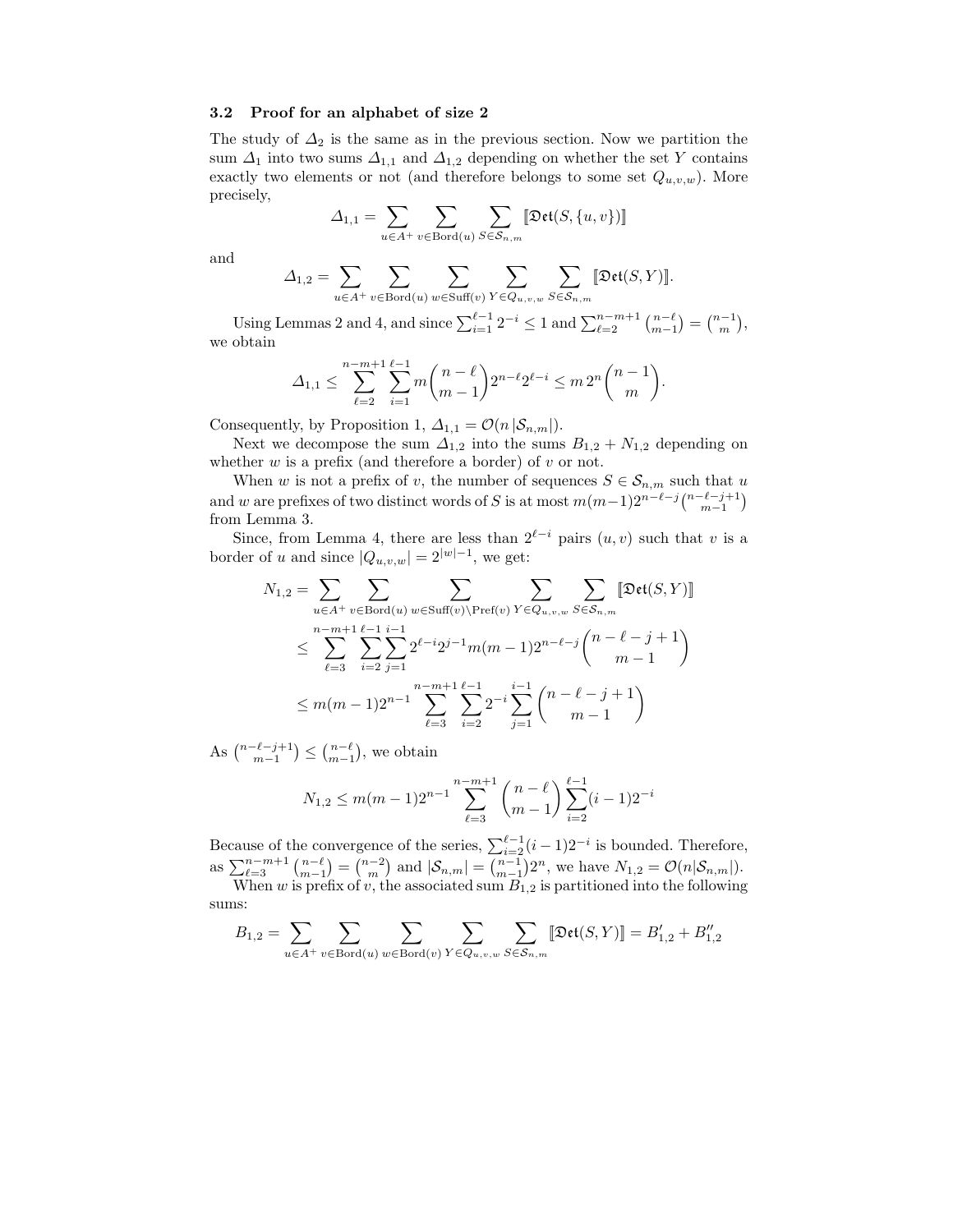### 3.2 Proof for an alphabet of size 2

The study of $\Delta_2$ is the same as in the previous section. Now we partition the sum $\Delta_1$ into two sums $\Delta_{1,1}$ and $\Delta_{1,2}$ depending on whether the set $Y$ contains exactly two elements or not (and therefore belongs to some set $Q_{u,v,w}$). More precisely,

$$\Delta_{1,1} = \sum_{u \in A^+} \sum_{v \in \mathrm{Bord}(u)} \sum_{S \in \mathcal{S}_{n,m}} [\![\mathfrak{Det}(S, \{u, v\})]\!]$$

and

$$\Delta_{1,2} = \sum_{u \in A^+} \sum_{v \in \mathrm{Bord}(u)} \sum_{w \in \mathrm{Suff}(v)} \sum_{Y \in Q_{u,v,w}} \sum_{S \in \mathcal{S}_{n,m}} [\![\mathfrak{Det}(S, Y)]\!].$$

Using Lemmas 2 and 4, and since $\sum_{i=1}^{\ell-1} 2^{-i} \leq 1$ and $\sum_{\ell=2}^{n-m+1} \binom{n-\ell}{m-1} = \binom{n-1}{m}$, we obtain

$$\Delta_{1,1} \leq \sum_{\ell=2}^{n-m+1} \sum_{i=1}^{\ell-1} m \binom{n-\ell}{m-1} 2^{n-\ell} 2^{\ell-i} \leq m\, 2^n \binom{n-1}{m}.$$

Consequently, by Proposition 1, $\Delta_{1,1} = \mathcal{O}(n\, |\mathcal{S}_{n,m}|)$.

Next we decompose the sum $\Delta_{1,2}$ into the sums $B_{1,2} + N_{1,2}$ depending on whether $w$ is a prefix (and therefore a border) of $v$ or not.

When $w$ is not a prefix of $v$, the number of sequences $S \in \mathcal{S}_{n,m}$ such that $u$ and $w$ are prefixes of two distinct words of $S$ is at most $m(m-1)2^{n-\ell-j}\binom{n-\ell-j+1}{m-1}$ from Lemma 3.

Since, from Lemma 4, there are less than $2^{\ell-i}$ pairs $(u, v)$ such that $v$ is a border of $u$ and since $|Q_{u,v,w}| = 2^{|w|-1}$, we get:

$$\begin{aligned}
N_{1,2} &= \sum_{u \in A^+} \sum_{v \in \mathrm{Bord}(u)} \sum_{w \in \mathrm{Suff}(v) \setminus \mathrm{Pref}(v)} \sum_{Y \in Q_{u,v,w}} \sum_{S \in \mathcal{S}_{n,m}} [\![\mathfrak{Det}(S, Y)]\!] \\
&\leq \sum_{\ell=3}^{n-m+1} \sum_{i=2}^{\ell-1} \sum_{j=1}^{i-1} 2^{\ell-i} 2^{j-1} m(m-1) 2^{n-\ell-j} \binom{n-\ell-j+1}{m-1} \\
&\leq m(m-1)2^{n-1} \sum_{\ell=3}^{n-m+1} \sum_{i=2}^{\ell-1} 2^{-i} \sum_{j=1}^{i-1} \binom{n-\ell-j+1}{m-1}
\end{aligned}$$

As $\binom{n-\ell-j+1}{m-1} \leq \binom{n-\ell}{m-1}$, we obtain

$$N_{1,2} \leq m(m-1)2^{n-1} \sum_{\ell=3}^{n-m+1} \binom{n-\ell}{m-1} \sum_{i=2}^{\ell-1} (i-1)2^{-i}$$

Because of the convergence of the series, $\sum_{i=2}^{\ell-1} (i-1)2^{-i}$ is bounded. Therefore, as $\sum_{\ell=3}^{n-m+1} \binom{n-\ell}{m-1} = \binom{n-2}{m}$ and $|\mathcal{S}_{n,m}| = \binom{n-1}{m-1}2^n$, we have $N_{1,2} = \mathcal{O}(n|\mathcal{S}_{n,m}|)$.

When $w$ is prefix of $v$, the associated sum $B_{1,2}$ is partitioned into the following sums:

$$B_{1,2} = \sum_{u \in A^+} \sum_{v \in \mathrm{Bord}(u)} \sum_{w \in \mathrm{Bord}(v)} \sum_{Y \in Q_{u,v,w}} \sum_{S \in \mathcal{S}_{n,m}} [\![\mathfrak{Det}(S, Y)]\!] = B'_{1,2} + B''_{1,2}$$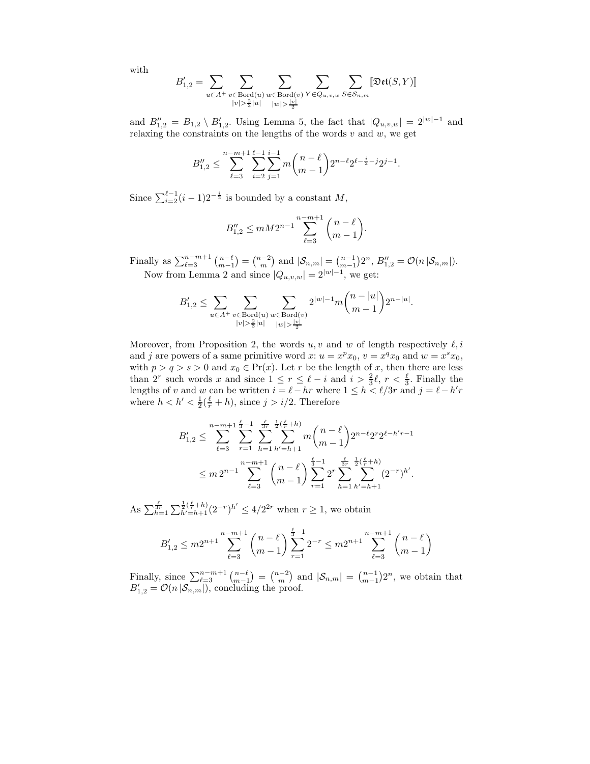with

$$B'_{1,2} = \sum_{u \in A^+} \sum_{\substack{v \in \mathrm{Bord}(u) \\ |v| > \frac{2}{3}|u|}} \sum_{\substack{w \in \mathrm{Bord}(v) \\ |w| > \frac{|v|}{2}}} \sum_{Y \in Q_{u,v,w}} \sum_{S \in \mathcal{S}_{n,m}} [\![\mathfrak{Det}(S,Y)]\!]$$

and $B''_{1,2} = B_{1,2} \setminus B'_{1,2}$. Using Lemma 5, the fact that $|Q_{u,v,w}| = 2^{|w|-1}$ and relaxing the constraints on the lengths of the words $v$ and $w$, we get

$$B''_{1,2} \leq \sum_{\ell=3}^{n-m+1} \sum_{i=2}^{\ell-1} \sum_{j=1}^{i-1} m \binom{n-\ell}{m-1} 2^{n-\ell} 2^{\ell - \frac{i}{2} - j} 2^{j-1}.$$

Since $\sum_{i=2}^{\ell-1} (i-1) 2^{-\frac{i}{2}}$ is bounded by a constant $M$,

$$B''_{1,2} \leq mM2^{n-1} \sum_{\ell=3}^{n-m+1} \binom{n-\ell}{m-1}.$$

Finally as $\sum_{\ell=3}^{n-m+1} \binom{n-\ell}{m-1} = \binom{n-2}{m}$ and $|\mathcal{S}_{n,m}| = \binom{n-1}{m-1} 2^n$, $B''_{1,2} = \mathcal{O}(n\, |\mathcal{S}_{n,m}|)$.

Now from Lemma 2 and since $|Q_{u,v,w}| = 2^{|w|-1}$, we get:

$$B'_{1,2} \leq \sum_{u \in A^+} \sum_{\substack{v \in \mathrm{Bord}(u) \\ |v| > \frac{2}{3}|u|}} \sum_{\substack{w \in \mathrm{Bord}(v) \\ |w| > \frac{|v|}{2}}} 2^{|w|-1} m \binom{n-|u|}{m-1} 2^{n-|u|}.$$

Moreover, from Proposition 2, the words $u, v$ and $w$ of length respectively $\ell, i$ and $j$ are powers of a same primitive word $x$: $u = x^p x_0$, $v = x^q x_0$ and $w = x^s x_0$, with $p > q > s > 0$ and $x_0 \in \mathrm{Pr}(x)$. Let $r$ be the length of $x$, then there are less than $2^r$ such words $x$ and since $1 \leq r \leq \ell - i$ and $i > \frac{2}{3}\ell$, $r < \frac{\ell}{3}$. Finally the lengths of $v$ and $w$ can be written $i = \ell - hr$ where $1 \leq h < \ell/3r$ and $j = \ell - h'r$ where $h < h' < \frac{1}{2}(\frac{\ell}{r} + h)$, since $j > i/2$. Therefore

$$\begin{aligned}
B'_{1,2} &\leq \sum_{\ell=3}^{n-m+1} \sum_{r=1}^{\frac{\ell}{3}-1} \sum_{h=1}^{\frac{\ell}{3r}} \sum_{h'=h+1}^{\frac{1}{2}(\frac{\ell}{r}+h)} m \binom{n-\ell}{m-1} 2^{n-\ell} 2^r 2^{\ell - h'r - 1} \\
&\leq m\, 2^{n-1} \sum_{\ell=3}^{n-m+1} \binom{n-\ell}{m-1} \sum_{r=1}^{\frac{\ell}{3}-1} 2^r \sum_{h=1}^{\frac{\ell}{3r}} \sum_{h'=h+1}^{\frac{1}{2}(\frac{\ell}{r}+h)} (2^{-r})^{h'}.
\end{aligned}$$

As $\sum_{h=1}^{\frac{\ell}{3r}} \sum_{h'=h+1}^{\frac{1}{2}(\frac{\ell}{r}+h)} (2^{-r})^{h'} \leq 4/2^{2r}$ when $r \geq 1$, we obtain

$$B'_{1,2} \leq m2^{n+1} \sum_{\ell=3}^{n-m+1} \binom{n-\ell}{m-1} \sum_{r=1}^{\frac{\ell}{3}-1} 2^{-r} \leq m2^{n+1} \sum_{\ell=3}^{n-m+1} \binom{n-\ell}{m-1}$$

Finally, since $\sum_{\ell=3}^{n-m+1} \binom{n-\ell}{m-1} = \binom{n-2}{m}$ and $|\mathcal{S}_{n,m}| = \binom{n-1}{m-1} 2^n$, we obtain that $B'_{1,2} = \mathcal{O}(n\, |\mathcal{S}_{n,m}|)$, concluding the proof.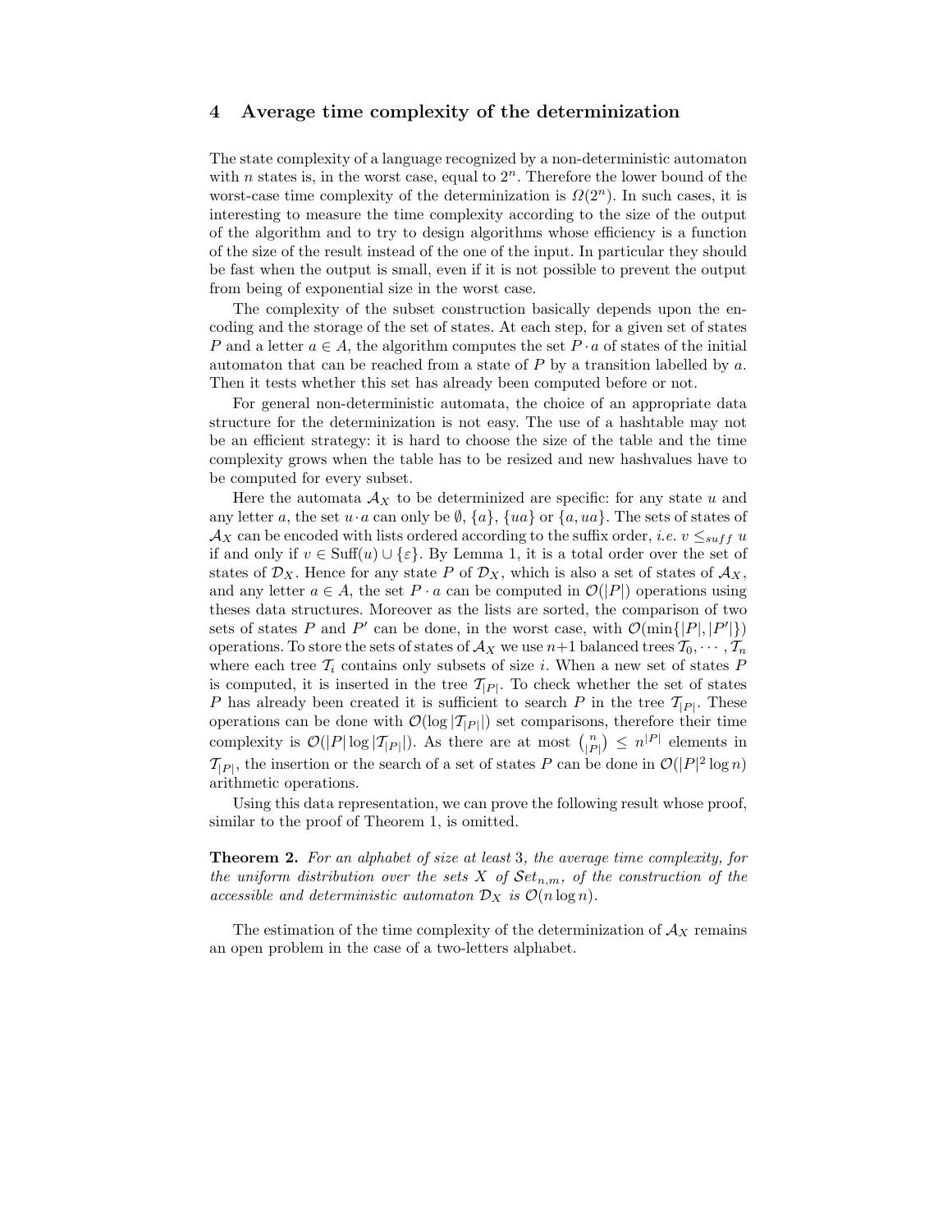## 4 Average time complexity of the determinization

The state complexity of a language recognized by a non-deterministic automaton with $n$ states is, in the worst case, equal to $2^n$. Therefore the lower bound of the worst-case time complexity of the determinization is $\Omega(2^n)$. In such cases, it is interesting to measure the time complexity according to the size of the output of the algorithm and to try to design algorithms whose efficiency is a function of the size of the result instead of the one of the input. In particular they should be fast when the output is small, even if it is not possible to prevent the output from being of exponential size in the worst case.

The complexity of the subset construction basically depends upon the encoding and the storage of the set of states. At each step, for a given set of states $P$ and a letter $a \in A$, the algorithm computes the set $P \cdot a$ of states of the initial automaton that can be reached from a state of $P$ by a transition labelled by $a$. Then it tests whether this set has already been computed before or not.

For general non-deterministic automata, the choice of an appropriate data structure for the determinization is not easy. The use of a hashtable may not be an efficient strategy: it is hard to choose the size of the table and the time complexity grows when the table has to be resized and new hashvalues have to be computed for every subset.

Here the automata $\mathcal{A}_X$ to be determinized are specific: for any state $u$ and any letter $a$, the set $u \cdot a$ can only be $\emptyset$, $\{a\}$, $\{ua\}$ or $\{a, ua\}$. The sets of states of $\mathcal{A}_X$ can be encoded with lists ordered according to the suffix order, *i.e.* $v \leq_{suff} u$ if and only if $v \in \mathrm{Suff}(u) \cup \{\varepsilon\}$. By Lemma 1, it is a total order over the set of states of $\mathcal{D}_X$. Hence for any state $P$ of $\mathcal{D}_X$, which is also a set of states of $\mathcal{A}_X$, and any letter $a \in A$, the set $P \cdot a$ can be computed in $\mathcal{O}(|P|)$ operations using theses data structures. Moreover as the lists are sorted, the comparison of two sets of states $P$ and $P'$ can be done, in the worst case, with $\mathcal{O}(\min\{|P|, |P'|\})$ operations. To store the sets of states of $\mathcal{A}_X$ we use $n+1$ balanced trees $\mathcal{T}_0, \cdots, \mathcal{T}_n$ where each tree $\mathcal{T}_i$ contains only subsets of size $i$. When a new set of states $P$ is computed, it is inserted in the tree $\mathcal{T}_{|P|}$. To check whether the set of states $P$ has already been created it is sufficient to search $P$ in the tree $\mathcal{T}_{|P|}$. These operations can be done with $\mathcal{O}(\log |\mathcal{T}_{|P|}|)$ set comparisons, therefore their time complexity is $\mathcal{O}(|P| \log |\mathcal{T}_{|P|}|)$. As there are at most $\binom{n}{|P|} \leq n^{|P|}$ elements in $\mathcal{T}_{|P|}$, the insertion or the search of a set of states $P$ can be done in $\mathcal{O}(|P|^2 \log n)$ arithmetic operations.

Using this data representation, we can prove the following result whose proof, similar to the proof of Theorem 1, is omitted.

**Theorem 2.** *For an alphabet of size at least* 3*, the average time complexity, for the uniform distribution over the sets $X$ of $\mathcal{S}et_{n,m}$, of the construction of the accessible and deterministic automaton $\mathcal{D}_X$ is $\mathcal{O}(n \log n)$.*

The estimation of the time complexity of the determinization of $\mathcal{A}_X$ remains an open problem in the case of a two-letters alphabet.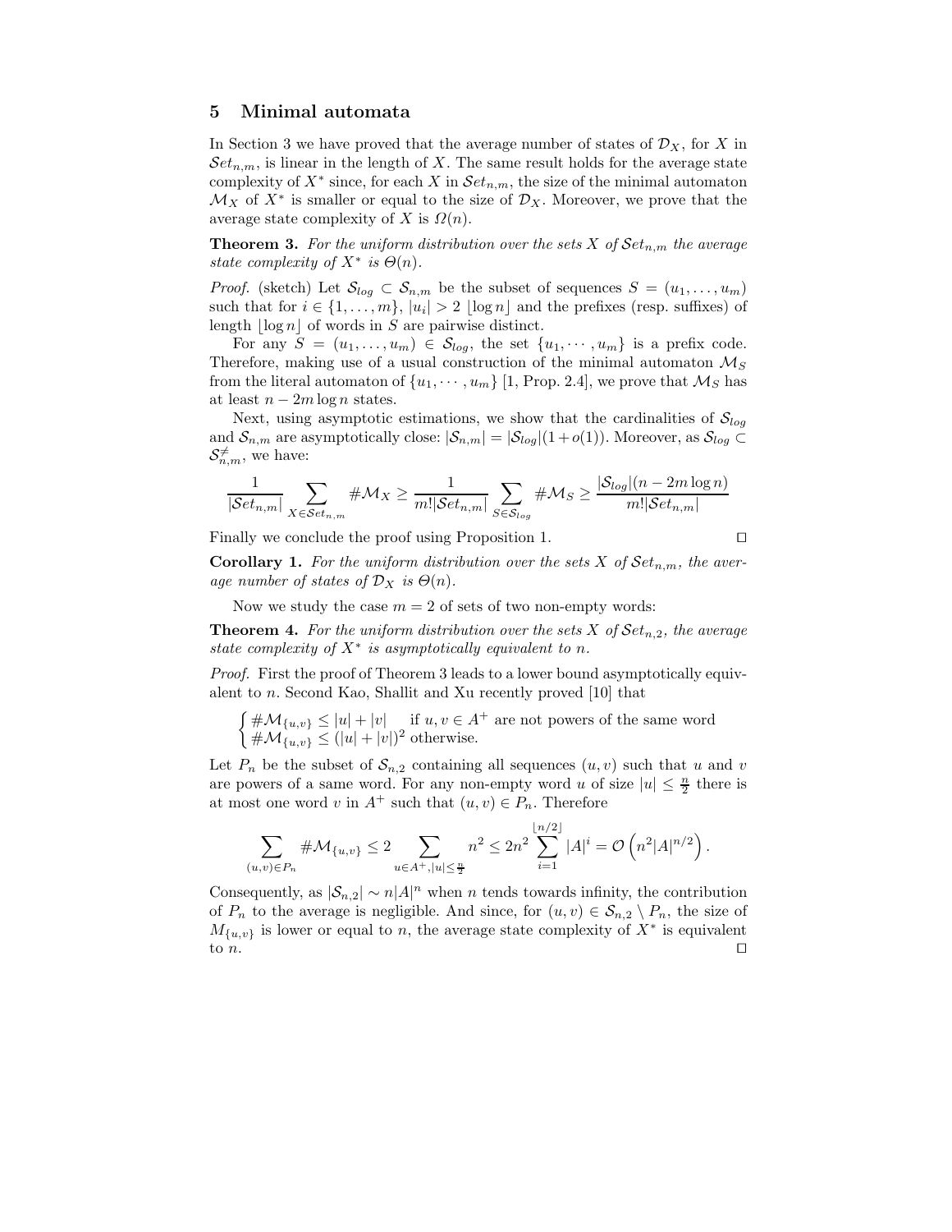## 5 Minimal automata

In Section 3 we have proved that the average number of states of $\mathcal{D}_X$, for $X$ in $\mathcal{S}et_{n,m}$, is linear in the length of $X$. The same result holds for the average state complexity of $X^*$ since, for each $X$ in $\mathcal{S}et_{n,m}$, the size of the minimal automaton $\mathcal{M}_X$ of $X^*$ is smaller or equal to the size of $\mathcal{D}_X$. Moreover, we prove that the average state complexity of $X$ is $\Omega(n)$.

**Theorem 3.** *For the uniform distribution over the sets $X$ of $\mathcal{S}et_{n,m}$ the average state complexity of $X^*$ is $\Theta(n)$.*

*Proof.* (sketch) Let $\mathcal{S}_{log} \subset \mathcal{S}_{n,m}$ be the subset of sequences $S = (u_1, \ldots, u_m)$ such that for $i \in \{1, \ldots, m\}$, $|u_i| > 2 \lfloor \log n \rfloor$ and the prefixes (resp. suffixes) of length $\lfloor \log n \rfloor$ of words in $S$ are pairwise distinct.

For any $S = (u_1, \ldots, u_m) \in \mathcal{S}_{log}$, the set $\{u_1, \cdots, u_m\}$ is a prefix code. Therefore, making use of a usual construction of the minimal automaton $\mathcal{M}_S$ from the literal automaton of $\{u_1, \cdots, u_m\}$ [1, Prop. 2.4], we prove that $\mathcal{M}_S$ has at least $n - 2m \log n$ states.

Next, using asymptotic estimations, we show that the cardinalities of $\mathcal{S}_{log}$ and $\mathcal{S}_{n,m}$ are asymptotically close: $|\mathcal{S}_{n,m}| = |\mathcal{S}_{log}|(1 + o(1))$. Moreover, as $\mathcal{S}_{log} \subset \mathcal{S}^{\neq}_{n,m}$, we have:

$$\frac{1}{|\mathcal{S}et_{n,m}|} \sum_{X \in \mathcal{S}et_{n,m}} \#\mathcal{M}_X \geq \frac{1}{m!|\mathcal{S}et_{n,m}|} \sum_{S \in \mathcal{S}_{log}} \#\mathcal{M}_S \geq \frac{|\mathcal{S}_{log}|(n - 2m \log n)}{m!|\mathcal{S}et_{n,m}|}$$

Finally we conclude the proof using Proposition 1. □

**Corollary 1.** *For the uniform distribution over the sets $X$ of $\mathcal{S}et_{n,m}$, the average number of states of $\mathcal{D}_X$ is $\Theta(n)$.*

Now we study the case $m = 2$ of sets of two non-empty words:

**Theorem 4.** *For the uniform distribution over the sets $X$ of $\mathcal{S}et_{n,2}$, the average state complexity of $X^*$ is asymptotically equivalent to $n$.*

*Proof.* First the proof of Theorem 3 leads to a lower bound asymptotically equivalent to $n$. Second Kao, Shallit and Xu recently proved [10] that

$$\begin{cases} \#\mathcal{M}_{\{u,v\}} \leq |u| + |v| & \text{if } u, v \in A^+ \text{ are not powers of the same word} \\ \#\mathcal{M}_{\{u,v\}} \leq (|u| + |v|)^2 & \text{otherwise.} \end{cases}$$

Let $P_n$ be the subset of $\mathcal{S}_{n,2}$ containing all sequences $(u, v)$ such that $u$ and $v$ are powers of a same word. For any non-empty word $u$ of size $|u| \leq \frac{n}{2}$ there is at most one word $v$ in $A^+$ such that $(u, v) \in P_n$. Therefore

$$\sum_{(u,v) \in P_n} \#\mathcal{M}_{\{u,v\}} \leq 2 \sum_{u \in A^+, |u| \leq \frac{n}{2}} n^2 \leq 2n^2 \sum_{i=1}^{\lfloor n/2 \rfloor} |A|^i = \mathcal{O}\left(n^2 |A|^{n/2}\right).$$

Consequently, as $|\mathcal{S}_{n,2}| \sim n|A|^n$ when $n$ tends towards infinity, the contribution of $P_n$ to the average is negligible. And since, for $(u, v) \in \mathcal{S}_{n,2} \setminus P_n$, the size of $M_{\{u,v\}}$ is lower or equal to $n$, the average state complexity of $X^*$ is equivalent to $n$. □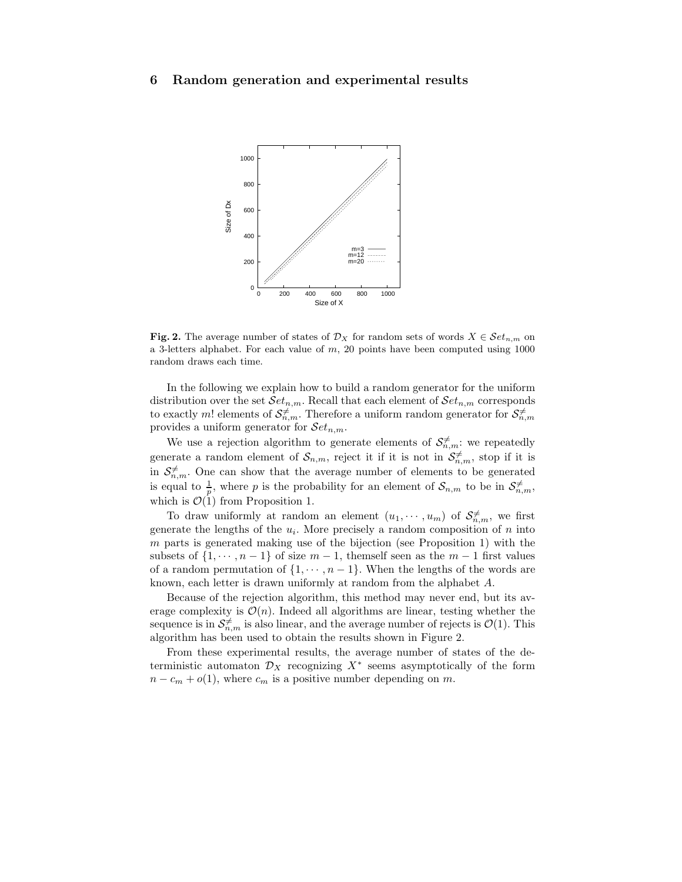## 6 Random generation and experimental results

**Fig. 2.** The average number of states of $\mathcal{D}_X$ for random sets of words $X \in \mathcal{S}et_{n,m}$ on a 3-letters alphabet. For each value of $m$, 20 points have been computed using 1000 random draws each time.

In the following we explain how to build a random generator for the uniform distribution over the set $\mathcal{S}et_{n,m}$. Recall that each element of $\mathcal{S}et_{n,m}$ corresponds to exactly $m!$ elements of $\mathcal{S}^{\neq}_{n,m}$. Therefore a uniform random generator for $\mathcal{S}^{\neq}_{n,m}$ provides a uniform generator for $\mathcal{S}et_{n,m}$.

We use a rejection algorithm to generate elements of $\mathcal{S}^{\neq}_{n,m}$: we repeatedly generate a random element of $\mathcal{S}_{n,m}$, reject it if it is not in $\mathcal{S}^{\neq}_{n,m}$, stop if it is in $\mathcal{S}^{\neq}_{n,m}$. One can show that the average number of elements to be generated is equal to $\frac{1}{p}$, where $p$ is the probability for an element of $\mathcal{S}_{n,m}$ to be in $\mathcal{S}^{\neq}_{n,m}$, which is $\mathcal{O}(1)$ from Proposition 1.

To draw uniformly at random an element $(u_1, \cdots, u_m)$ of $\mathcal{S}^{\neq}_{n,m}$, we first generate the lengths of the $u_i$. More precisely a random composition of $n$ into $m$ parts is generated making use of the bijection (see Proposition 1) with the subsets of $\{1, \cdots, n-1\}$ of size $m-1$, themself seen as the $m-1$ first values of a random permutation of $\{1, \cdots, n-1\}$. When the lengths of the words are known, each letter is drawn uniformly at random from the alphabet $A$.

Because of the rejection algorithm, this method may never end, but its average complexity is $\mathcal{O}(n)$. Indeed all algorithms are linear, testing whether the sequence is in $\mathcal{S}^{\neq}_{n,m}$ is also linear, and the average number of rejects is $\mathcal{O}(1)$. This algorithm has been used to obtain the results shown in Figure 2.

From these experimental results, the average number of states of the deterministic automaton $\mathcal{D}_X$ recognizing $X^*$ seems asymptotically of the form $n - c_m + o(1)$, where $c_m$ is a positive number depending on $m$.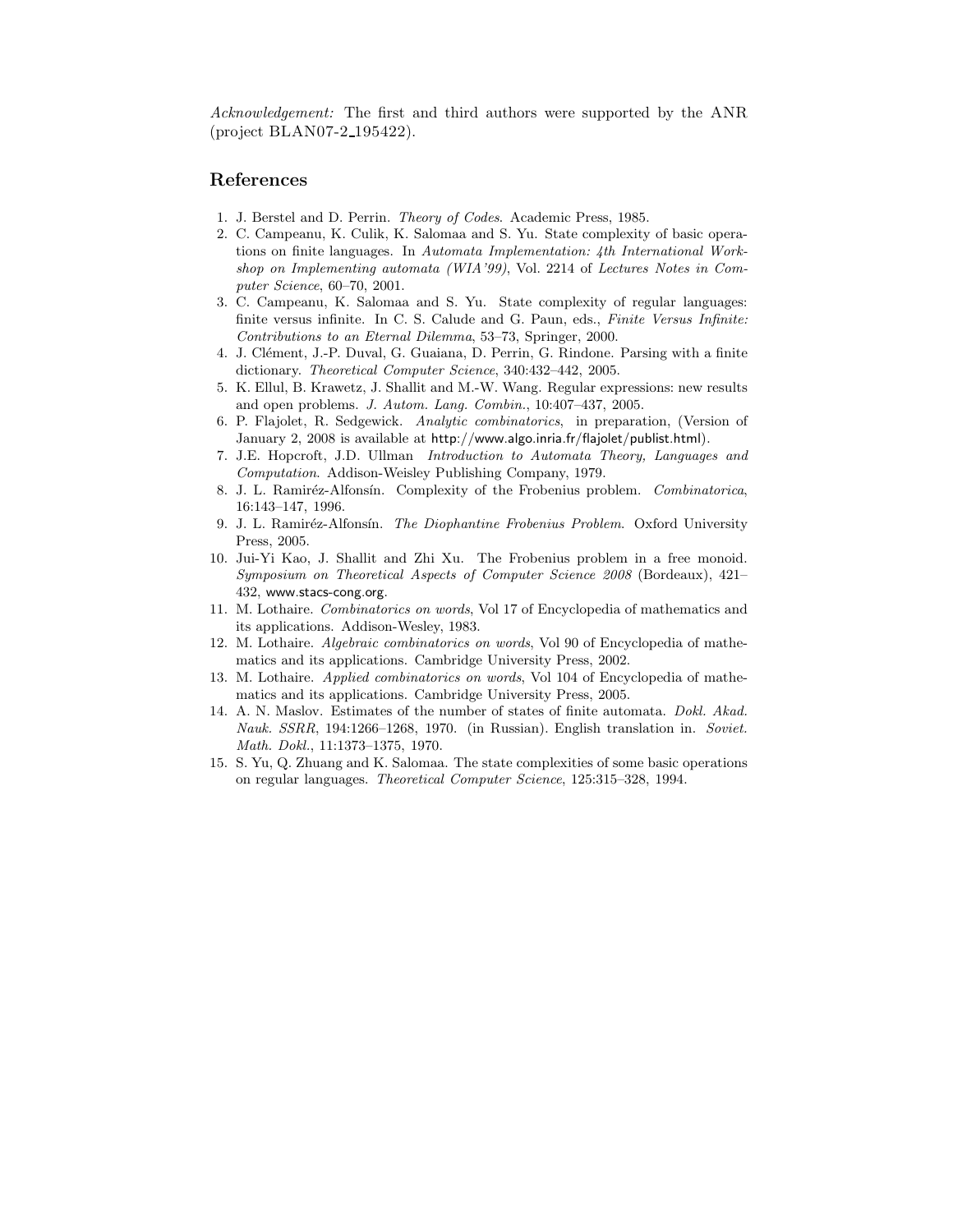*Acknowledgement:* The first and third authors were supported by the ANR (project BLAN07-2_195422).

## References

1. J. Berstel and D. Perrin. *Theory of Codes*. Academic Press, 1985.
2. C. Campeanu, K. Culik, K. Salomaa and S. Yu. State complexity of basic operations on finite languages. In *Automata Implementation: 4th International Workshop on Implementing automata (WIA'99)*, Vol. 2214 of *Lectures Notes in Computer Science*, 60–70, 2001.
3. C. Campeanu, K. Salomaa and S. Yu. State complexity of regular languages: finite versus infinite. In C. S. Calude and G. Paun, eds., *Finite Versus Infinite: Contributions to an Eternal Dilemma*, 53–73, Springer, 2000.
4. J. Clément, J.-P. Duval, G. Guaiana, D. Perrin, G. Rindone. Parsing with a finite dictionary. *Theoretical Computer Science*, 340:432–442, 2005.
5. K. Ellul, B. Krawetz, J. Shallit and M.-W. Wang. Regular expressions: new results and open problems. *J. Autom. Lang. Combin.*, 10:407–437, 2005.
6. P. Flajolet, R. Sedgewick. *Analytic combinatorics*, in preparation, (Version of January 2, 2008 is available at http://www.algo.inria.fr/flajolet/publist.html).
7. J.E. Hopcroft, J.D. Ullman *Introduction to Automata Theory, Languages and Computation*. Addison-Weisley Publishing Company, 1979.
8. J. L. Ramiréz-Alfonsín. Complexity of the Frobenius problem. *Combinatorica*, 16:143–147, 1996.
9. J. L. Ramiréz-Alfonsín. *The Diophantine Frobenius Problem*. Oxford University Press, 2005.
10. Jui-Yi Kao, J. Shallit and Zhi Xu. The Frobenius problem in a free monoid. *Symposium on Theoretical Aspects of Computer Science 2008* (Bordeaux), 421–432, www.stacs-cong.org.
11. M. Lothaire. *Combinatorics on words*, Vol 17 of Encyclopedia of mathematics and its applications. Addison-Wesley, 1983.
12. M. Lothaire. *Algebraic combinatorics on words*, Vol 90 of Encyclopedia of mathematics and its applications. Cambridge University Press, 2002.
13. M. Lothaire. *Applied combinatorics on words*, Vol 104 of Encyclopedia of mathematics and its applications. Cambridge University Press, 2005.
14. A. N. Maslov. Estimates of the number of states of finite automata. *Dokl. Akad. Nauk. SSRR*, 194:1266–1268, 1970. (in Russian). English translation in. *Soviet. Math. Dokl.*, 11:1373–1375, 1970.
15. S. Yu, Q. Zhuang and K. Salomaa. The state complexities of some basic operations on regular languages. *Theoretical Computer Science*, 125:315–328, 1994.